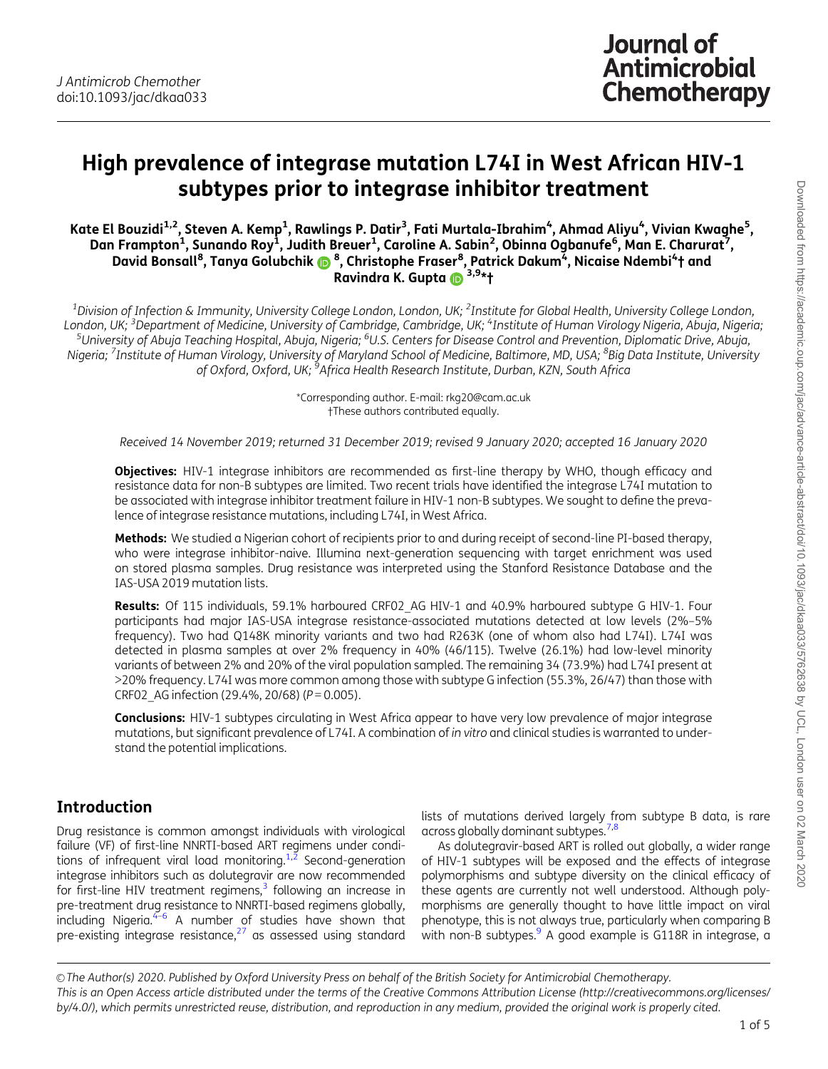# High prevalence of integrase mutation L74I in West African HIV-1 subtypes prior to integrase inhibitor treatment

**Kate El Bouzidi[1,2], Steven A. Kemp[1], Rawlings P. Datir[3], Fati Murtala-Ibrahim[4], Ahmad Aliyu[4], Vivian Kwaghe[5], Dan Frampton[1], Sunando Roy[1], Judith Breuer[1], Caroline A. Sabin[2], Obinna Ogbanufe[6], Man E. Charurat[7], David Bonsall[8], Tanya Golubchik[8], Christophe Fraser[8], Patrick Dakum[4], Nicaise Ndembi[4]† and Ravindra K. Gupta[3,9]*†**

[1]*Division of Infection & Immunity, University College London, London, UK;* [2]*Institute for Global Health, University College London, London, UK;* [3]*Department of Medicine, University of Cambridge, Cambridge, UK;* [4]*Institute of Human Virology Nigeria, Abuja, Nigeria;* [5]*University of Abuja Teaching Hospital, Abuja, Nigeria;* [6]*U.S. Centers for Disease Control and Prevention, Diplomatic Drive, Abuja, Nigeria;* [7]*Institute of Human Virology, University of Maryland School of Medicine, Baltimore, MD, USA;* [8]*Big Data Institute, University of Oxford, Oxford, UK;* [9]*Africa Health Research Institute, Durban, KZN, South Africa*

*Corresponding author. E-mail: rkg20@cam.ac.uk
†These authors contributed equally.

*Received 14 November 2019; returned 31 December 2019; revised 9 January 2020; accepted 16 January 2020*

**Objectives:** HIV-1 integrase inhibitors are recommended as first-line therapy by WHO, though efficacy and resistance data for non-B subtypes are limited. Two recent trials have identified the integrase L74I mutation to be associated with integrase inhibitor treatment failure in HIV-1 non-B subtypes. We sought to define the prevalence of integrase resistance mutations, including L74I, in West Africa.

**Methods:** We studied a Nigerian cohort of recipients prior to and during receipt of second-line PI-based therapy, who were integrase inhibitor-naive. Illumina next-generation sequencing with target enrichment was used on stored plasma samples. Drug resistance was interpreted using the Stanford Resistance Database and the IAS-USA 2019 mutation lists.

**Results:** Of 115 individuals, 59.1% harboured CRF02_AG HIV-1 and 40.9% harboured subtype G HIV-1. Four participants had major IAS-USA integrase resistance-associated mutations detected at low levels (2%–5% frequency). Two had Q148K minority variants and two had R263K (one of whom also had L74I). L74I was detected in plasma samples at over 2% frequency in 40% (46/115). Twelve (26.1%) had low-level minority variants of between 2% and 20% of the viral population sampled. The remaining 34 (73.9%) had L74I present at >20% frequency. L74I was more common among those with subtype G infection (55.3%, 26/47) than those with CRF02_AG infection (29.4%, 20/68) ($P = 0.005$).

**Conclusions:** HIV-1 subtypes circulating in West Africa appear to have very low prevalence of major integrase mutations, but significant prevalence of L74I. A combination of *in vitro* and clinical studies is warranted to understand the potential implications.

## Introduction

Drug resistance is common amongst individuals with virological failure (VF) of first-line NNRTI-based ART regimens under conditions of infrequent viral load monitoring.[1,2] Second-generation integrase inhibitors such as dolutegravir are now recommended for first-line HIV treatment regimens,[3] following an increase in pre-treatment drug resistance to NNRTI-based regimens globally, including Nigeria.[4–6] A number of studies have shown that pre-existing integrase resistance,[2,7] as assessed using standard lists of mutations derived largely from subtype B data, is rare across globally dominant subtypes.[7,8]

As dolutegravir-based ART is rolled out globally, a wider range of HIV-1 subtypes will be exposed and the effects of integrase polymorphisms and subtype diversity on the clinical efficacy of these agents are currently not well understood. Although polymorphisms are generally thought to have little impact on viral phenotype, this is not always true, particularly when comparing B with non-B subtypes.[9] A good example is G118R in integrase, a

© The Author(s) 2020. Published by Oxford University Press on behalf of the British Society for Antimicrobial Chemotherapy. This is an Open Access article distributed under the terms of the Creative Commons Attribution License (http://creativecommons.org/licenses/by/4.0/), which permits unrestricted reuse, distribution, and reproduction in any medium, provided the original work is properly cited.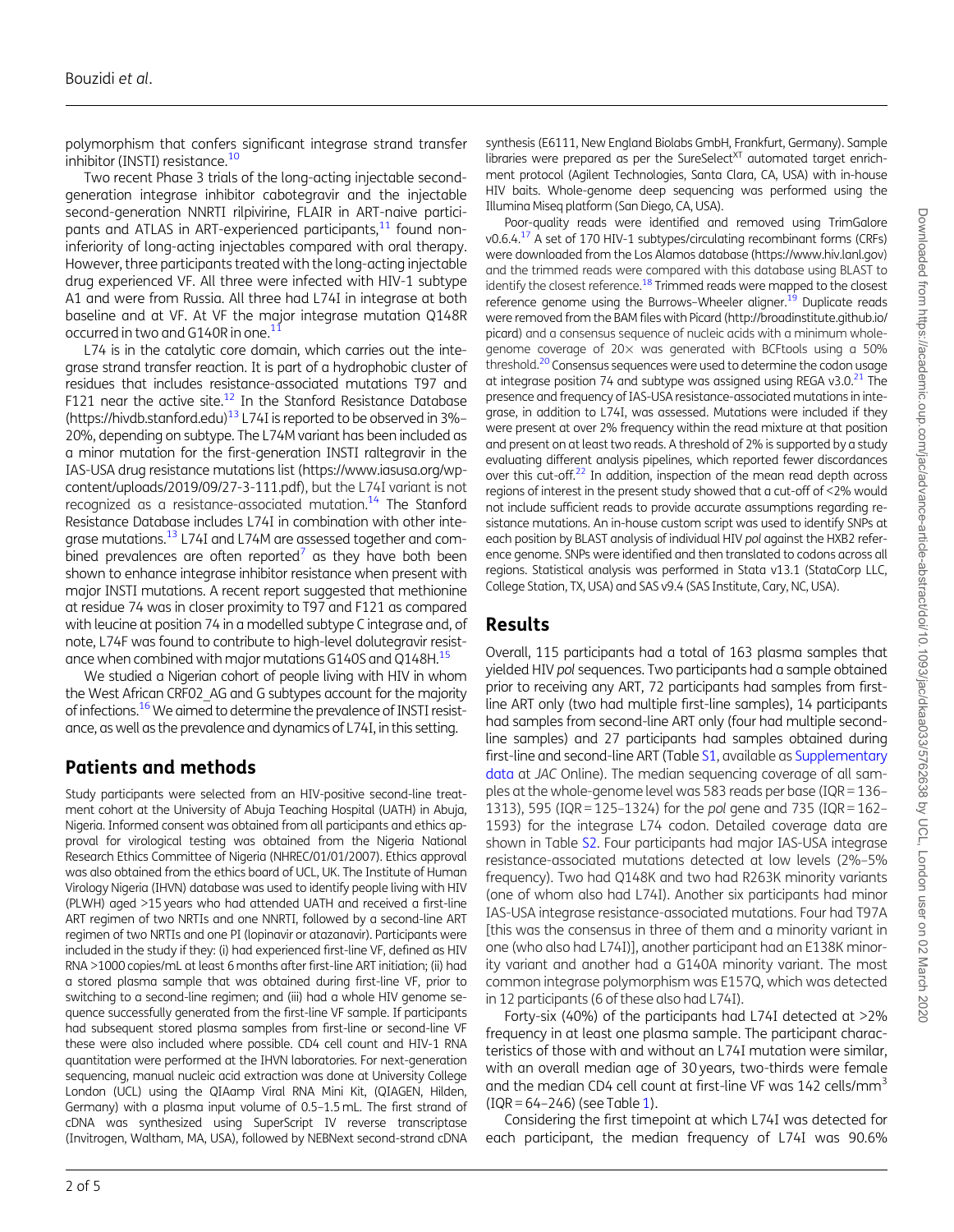polymorphism that confers significant integrase strand transfer inhibitor (INSTI) resistance.[10]

Two recent Phase 3 trials of the long-acting injectable second-generation integrase inhibitor cabotegravir and the injectable second-generation NNRTI rilpivirine, FLAIR in ART-naive participants and ATLAS in ART-experienced participants,[11] found non-inferiority of long-acting injectables compared with oral therapy. However, three participants treated with the long-acting injectable drug experienced VF. All three were infected with HIV-1 subtype A1 and were from Russia. All three had L74I in integrase at both baseline and at VF. At VF the major integrase mutation Q148R occurred in two and G140R in one.[11]

L74 is in the catalytic core domain, which carries out the integrase strand transfer reaction. It is part of a hydrophobic cluster of residues that includes resistance-associated mutations T97 and F121 near the active site.[12] In the Stanford Resistance Database (https://hivdb.stanford.edu)[13] L74I is reported to be observed in 3%–20%, depending on subtype. The L74M variant has been included as a minor mutation for the first-generation INSTI raltegravir in the IAS-USA drug resistance mutations list (https://www.iasusa.org/wp-content/uploads/2019/09/27-3-111.pdf), but the L74I variant is not recognized as a resistance-associated mutation.[14] The Stanford Resistance Database includes L74I in combination with other integrase mutations.[13] L74I and L74M are assessed together and combined prevalences are often reported[7] as they have both been shown to enhance integrase inhibitor resistance when present with major INSTI mutations. A recent report suggested that methionine at residue 74 was in closer proximity to T97 and F121 as compared with leucine at position 74 in a modelled subtype C integrase and, of note, L74F was found to contribute to high-level dolutegravir resistance when combined with major mutations G140S and Q148H.[15]

We studied a Nigerian cohort of people living with HIV in whom the West African CRF02_AG and G subtypes account for the majority of infections.[16] We aimed to determine the prevalence of INSTI resistance, as well as the prevalence and dynamics of L74I, in this setting.

## Patients and methods

Study participants were selected from an HIV-positive second-line treatment cohort at the University of Abuja Teaching Hospital (UATH) in Abuja, Nigeria. Informed consent was obtained from all participants and ethics approval for virological testing was obtained from the Nigeria National Research Ethics Committee of Nigeria (NHREC/01/01/2007). Ethics approval was also obtained from the ethics board of UCL, UK. The Institute of Human Virology Nigeria (IHVN) database was used to identify people living with HIV (PLWH) aged >15 years who had attended UATH and received a first-line ART regimen of two NRTIs and one NNRTI, followed by a second-line ART regimen of two NRTIs and one PI (lopinavir or atazanavir). Participants were included in the study if they: (i) had experienced first-line VF, defined as HIV RNA >1000 copies/mL at least 6 months after first-line ART initiation; (ii) had a stored plasma sample that was obtained during first-line VF, prior to switching to a second-line regimen; and (iii) had a whole HIV genome sequence successfully generated from the first-line VF sample. If participants had subsequent stored plasma samples from first-line or second-line VF these were also included where possible. CD4 cell count and HIV-1 RNA quantitation were performed at the IHVN laboratories. For next-generation sequencing, manual nucleic acid extraction was done at University College London (UCL) using the QIAamp Viral RNA Mini Kit, (QIAGEN, Hilden, Germany) with a plasma input volume of 0.5–1.5 mL. The first strand of cDNA was synthesized using SuperScript IV reverse transcriptase (Invitrogen, Waltham, MA, USA), followed by NEBNext second-strand cDNA synthesis (E6111, New England Biolabs GmbH, Frankfurt, Germany). Sample libraries were prepared as per the SureSelect$^{XT}$ automated target enrichment protocol (Agilent Technologies, Santa Clara, CA, USA) with in-house HIV baits. Whole-genome deep sequencing was performed using the Illumina Miseq platform (San Diego, CA, USA).

Poor-quality reads were identified and removed using TrimGalore v0.6.4.[17] A set of 170 HIV-1 subtypes/circulating recombinant forms (CRFs) were downloaded from the Los Alamos database (https://www.hiv.lanl.gov) and the trimmed reads were compared with this database using BLAST to identify the closest reference.[18] Trimmed reads were mapped to the closest reference genome using the Burrows–Wheeler aligner.[19] Duplicate reads were removed from the BAM files with Picard (http://broadinstitute.github.io/picard) and a consensus sequence of nucleic acids with a minimum whole-genome coverage of 20× was generated with BCFtools using a 50% threshold.[20] Consensus sequences were used to determine the codon usage at integrase position 74 and subtype was assigned using REGA v3.0.[21] The presence and frequency of IAS-USA resistance-associated mutations in integrase, in addition to L74I, was assessed. Mutations were included if they were present at over 2% frequency within the read mixture at that position and present on at least two reads. A threshold of 2% is supported by a study evaluating different analysis pipelines, which reported fewer discordances over this cut-off.[22] In addition, inspection of the mean read depth across regions of interest in the present study showed that a cut-off of <2% would not include sufficient reads to provide accurate assumptions regarding resistance mutations. An in-house custom script was used to identify SNPs at each position by BLAST analysis of individual HIV *pol* against the HXB2 reference genome. SNPs were identified and then translated to codons across all regions. Statistical analysis was performed in Stata v13.1 (StataCorp LLC, College Station, TX, USA) and SAS v9.4 (SAS Institute, Cary, NC, USA).

## Results

Overall, 115 participants had a total of 163 plasma samples that yielded HIV *pol* sequences. Two participants had a sample obtained prior to receiving any ART, 72 participants had samples from first-line ART only (two had multiple first-line samples), 14 participants had samples from second-line ART only (four had multiple second-line samples) and 27 participants had samples obtained during first-line and second-line ART (Table S1, available as Supplementary data at *JAC* Online). The median sequencing coverage of all samples at the whole-genome level was 583 reads per base (IQR = 136–1313), 595 (IQR = 125–1324) for the *pol* gene and 735 (IQR = 162–1593) for the integrase L74 codon. Detailed coverage data are shown in Table S2. Four participants had major IAS-USA integrase resistance-associated mutations detected at low levels (2%–5% frequency). Two had Q148K and two had R263K minority variants (one of whom also had L74I). Another six participants had minor IAS-USA integrase resistance-associated mutations. Four had T97A [this was the consensus in three of them and a minority variant in one (who also had L74I)], another participant had an E138K minority variant and another had a G140A minority variant. The most common integrase polymorphism was E157Q, which was detected in 12 participants (6 of these also had L74I).

Forty-six (40%) of the participants had L74I detected at >2% frequency in at least one plasma sample. The participant characteristics of those with and without an L74I mutation were similar, with an overall median age of 30 years, two-thirds were female and the median CD4 cell count at first-line VF was 142 cells/mm$^3$ (IQR = 64–246) (see Table 1).

Considering the first timepoint at which L74I was detected for each participant, the median frequency of L74I was 90.6%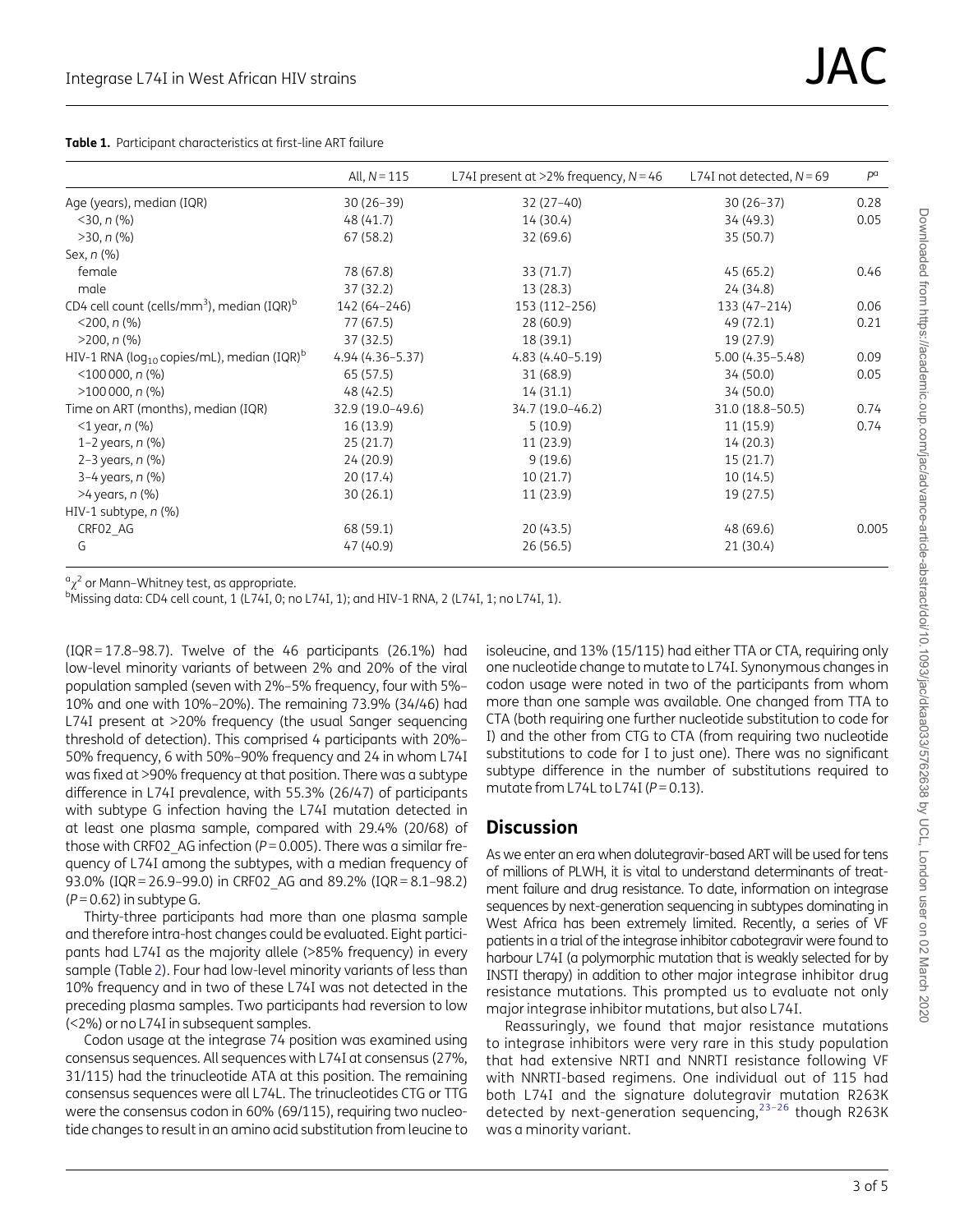**Table 1.** Participant characteristics at first-line ART failure

| | All, $N=115$ | L74I present at >2% frequency, $N=46$ | L74I not detected, $N=69$ | $P^a$ |
|---|---|---|---|---|
| Age (years), median (IQR) | 30 (26–39) | 32 (27–40) | 30 (26–37) | 0.28 |
| <30, *n* (%) | 48 (41.7) | 14 (30.4) | 34 (49.3) | 0.05 |
| >30, *n* (%) | 67 (58.2) | 32 (69.6) | 35 (50.7) | |
| Sex, *n* (%) | | | | |
| female | 78 (67.8) | 33 (71.7) | 45 (65.2) | 0.46 |
| male | 37 (32.2) | 13 (28.3) | 24 (34.8) | |
| CD4 cell count (cells/$mm^3$), median (IQR)[b] | 142 (64–246) | 153 (112–256) | 133 (47–214) | 0.06 |
| <200, *n* (%) | 77 (67.5) | 28 (60.9) | 49 (72.1) | 0.21 |
| >200, *n* (%) | 37 (32.5) | 18 (39.1) | 19 (27.9) | |
| HIV-1 RNA ($log_{10}$ copies/mL), median (IQR)[b] | 4.94 (4.36–5.37) | 4.83 (4.40–5.19) | 5.00 (4.35–5.48) | 0.09 |
| <100 000, *n* (%) | 65 (57.5) | 31 (68.9) | 34 (50.0) | 0.05 |
| >100 000, *n* (%) | 48 (42.5) | 14 (31.1) | 34 (50.0) | |
| Time on ART (months), median (IQR) | 32.9 (19.0–49.6) | 34.7 (19.0–46.2) | 31.0 (18.8–50.5) | 0.74 |
| <1 year, *n* (%) | 16 (13.9) | 5 (10.9) | 11 (15.9) | 0.74 |
| 1–2 years, *n* (%) | 25 (21.7) | 11 (23.9) | 14 (20.3) | |
| 2–3 years, *n* (%) | 24 (20.9) | 9 (19.6) | 15 (21.7) | |
| 3–4 years, *n* (%) | 20 (17.4) | 10 (21.7) | 10 (14.5) | |
| >4 years, *n* (%) | 30 (26.1) | 11 (23.9) | 19 (27.5) | |
| HIV-1 subtype, *n* (%) | | | | |
| CRF02_AG | 68 (59.1) | 20 (43.5) | 48 (69.6) | 0.005 |
| G | 47 (40.9) | 26 (56.5) | 21 (30.4) | |

[a] $\chi^2$ or Mann–Whitney test, as appropriate.
[b] Missing data: CD4 cell count, 1 (L74I, 0; no L74I, 1); and HIV-1 RNA, 2 (L74I, 1; no L74I, 1).

(IQR = 17.8–98.7). Twelve of the 46 participants (26.1%) had low-level minority variants of between 2% and 20% of the viral population sampled (seven with 2%–5% frequency, four with 5%–10% and one with 10%–20%). The remaining 73.9% (34/46) had L74I present at >20% frequency (the usual Sanger sequencing threshold of detection). This comprised 4 participants with 20%–50% frequency, 6 with 50%–90% frequency and 24 in whom L74I was fixed at >90% frequency at that position. There was a subtype difference in L74I prevalence, with 55.3% (26/47) of participants with subtype G infection having the L74I mutation detected in at least one plasma sample, compared with 29.4% (20/68) of those with CRF02_AG infection ($P=0.005$). There was a similar frequency of L74I among the subtypes, with a median frequency of 93.0% (IQR = 26.9–99.0) in CRF02_AG and 89.2% (IQR = 8.1–98.2) ($P=0.62$) in subtype G.

Thirty-three participants had more than one plasma sample and therefore intra-host changes could be evaluated. Eight participants had L74I as the majority allele (>85% frequency) in every sample (Table 2). Four had low-level minority variants of less than 10% frequency and in two of these L74I was not detected in the preceding plasma samples. Two participants had reversion to low (<2%) or no L74I in subsequent samples.

Codon usage at the integrase 74 position was examined using consensus sequences. All sequences with L74I at consensus (27%, 31/115) had the trinucleotide ATA at this position. The remaining consensus sequences were all L74L. The trinucleotides CTG or TTG were the consensus codon in 60% (69/115), requiring two nucleotide changes to result in an amino acid substitution from leucine to isoleucine, and 13% (15/115) had either TTA or CTA, requiring only one nucleotide change to mutate to L74I. Synonymous changes in codon usage were noted in two of the participants from whom more than one sample was available. One changed from TTA to CTA (both requiring one further nucleotide substitution to code for I) and the other from CTG to CTA (from requiring two nucleotide substitutions to code for I to just one). There was no significant subtype difference in the number of substitutions required to mutate from L74L to L74I ($P=0.13$).

## Discussion

As we enter an era when dolutegravir-based ART will be used for tens of millions of PLWH, it is vital to understand determinants of treatment failure and drug resistance. To date, information on integrase sequences by next-generation sequencing in subtypes dominating in West Africa has been extremely limited. Recently, a series of VF patients in a trial of the integrase inhibitor cabotegravir were found to harbour L74I (a polymorphic mutation that is weakly selected for by INSTI therapy) in addition to other major integrase inhibitor drug resistance mutations. This prompted us to evaluate not only major integrase inhibitor mutations, but also L74I.

Reassuringly, we found that major resistance mutations to integrase inhibitors were very rare in this study population that had extensive NRTI and NNRTI resistance following VF with NNRTI-based regimens. One individual out of 115 had both L74I and the signature dolutegravir mutation R263K detected by next-generation sequencing,[23–26] though R263K was a minority variant.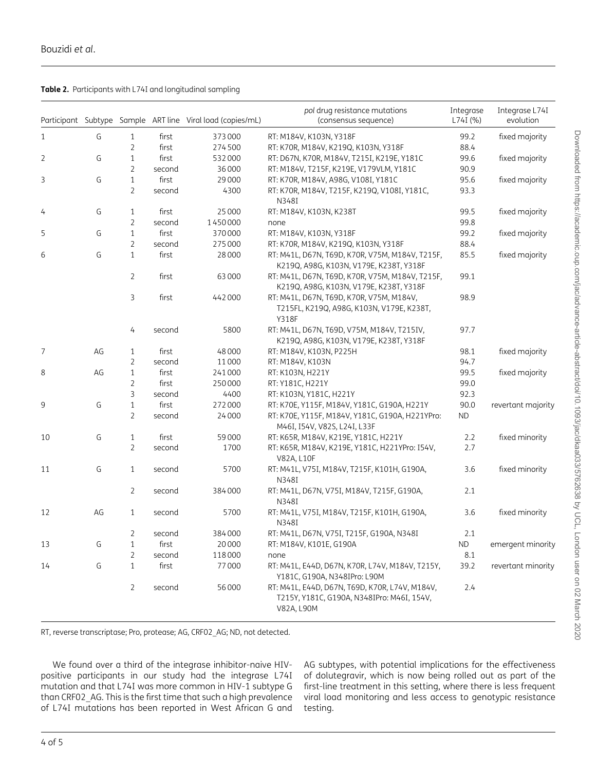**Table 2.** Participants with L74I and longitudinal sampling

| Participant | Subtype | Sample | ART line | Viral load (copies/mL) | *pol* drug resistance mutations (consensus sequence) | Integrase L74I (%) | Integrase L74I evolution |
|---|---|---|---|---|---|---|---|
| 1 | G | 1 | first | 373 000 | RT: M184V, K103N, Y318F | 99.2 | fixed majority |
| | | 2 | first | 274 500 | RT: K70R, M184V, K219Q, K103N, Y318F | 88.4 | |
| 2 | G | 1 | first | 532 000 | RT: D67N, K70R, M184V, T215I, K219E, Y181C | 99.6 | fixed majority |
| | | 2 | second | 36 000 | RT: M184V, T215F, K219E, V179VLM, Y181C | 90.9 | |
| 3 | G | 1 | first | 29 000 | RT: K70R, M184V, A98G, V108I, Y181C | 95.6 | fixed majority |
| | | 2 | second | 4300 | RT: K70R, M184V, T215F, K219Q, V108I, Y181C, N348I | 93.3 | |
| 4 | G | 1 | first | 25 000 | RT: M184V, K103N, K238T | 99.5 | fixed majority |
| | | 2 | second | 1 450 000 | none | 99.8 | |
| 5 | G | 1 | first | 370 000 | RT: M184V, K103N, Y318F | 99.2 | fixed majority |
| | | 2 | second | 275 000 | RT: K70R, M184V, K219Q, K103N, Y318F | 88.4 | |
| 6 | G | 1 | first | 28 000 | RT: M41L, D67N, T69D, K70R, V75M, M184V, T215F, K219Q, A98G, K103N, V179E, K238T, Y318F | 85.5 | fixed majority |
| | | 2 | first | 63 000 | RT: M41L, D67N, T69D, K70R, V75M, M184V, T215F, K219Q, A98G, K103N, V179E, K238T, Y318F | 99.1 | |
| | | 3 | first | 442 000 | RT: M41L, D67N, T69D, K70R, V75M, M184V, T215FL, K219Q, A98G, K103N, V179E, K238T, Y318F | 98.9 | |
| | | 4 | second | 5800 | RT: M41L, D67N, T69D, V75M, M184V, T215IV, K219Q, A98G, K103N, V179E, K238T, Y318F | 97.7 | |
| 7 | AG | 1 | first | 48 000 | RT: M184V, K103N, P225H | 98.1 | fixed majority |
| | | 2 | second | 11 000 | RT: M184V, K103N | 94.7 | |
| 8 | AG | 1 | first | 241 000 | RT: K103N, H221Y | 99.5 | fixed majority |
| | | 2 | first | 250 000 | RT: Y181C, H221Y | 99.0 | |
| | | 3 | second | 4400 | RT: K103N, Y181C, H221Y | 92.3 | |
| 9 | G | 1 | first | 272 000 | RT: K70E, Y115F, M184V, Y181C, G190A, H221Y | 90.0 | revertant majority |
| | | 2 | second | 24 000 | RT: K70E, Y115F, M184V, Y181C, G190A, H221YPro: M46I, I54V, V82S, L24I, L33F | ND | |
| 10 | G | 1 | first | 59 000 | RT: K65R, M184V, K219E, Y181C, H221Y | 2.2 | fixed minority |
| | | 2 | second | 1700 | RT: K65R, M184V, K219E, Y181C, H221YPro: I54V, V82A, L10F | 2.7 | |
| 11 | G | 1 | second | 5700 | RT: M41L, V75I, M184V, T215F, K101H, G190A, N348I | 3.6 | fixed minority |
| | | 2 | second | 384 000 | RT: M41L, D67N, V75I, M184V, T215F, G190A, N348I | 2.1 | |
| 12 | AG | 1 | second | 5700 | RT: M41L, V75I, M184V, T215F, K101H, G190A, N348I | 3.6 | fixed minority |
| | | 2 | second | 384 000 | RT: M41L, D67N, V75I, T215F, G190A, N348I | 2.1 | |
| 13 | G | 1 | first | 20 000 | RT: M184V, K101E, G190A | ND | emergent minority |
| | | 2 | second | 118 000 | none | 8.1 | |
| 14 | G | 1 | first | 77 000 | RT: M41L, E44D, D67N, K70R, L74V, M184V, T215Y, Y181C, G190A, N348IPro: L90M | 39.2 | revertant minority |
| | | 2 | second | 56 000 | RT: M41L, E44D, D67N, T69D, K70R, L74V, M184V, T215Y, Y181C, G190A, N348IPro: M46I, I54V, V82A, L90M | 2.4 | |

RT, reverse transcriptase; Pro, protease; AG, CRF02_AG; ND, not detected.

We found over a third of the integrase inhibitor-naive HIV-positive participants in our study had the integrase L74I mutation and that L74I was more common in HIV-1 subtype G than CRF02_AG. This is the first time that such a high prevalence of L74I mutations has been reported in West African G and AG subtypes, with potential implications for the effectiveness of dolutegravir, which is now being rolled out as part of the first-line treatment in this setting, where there is less frequent viral load monitoring and less access to genotypic resistance testing.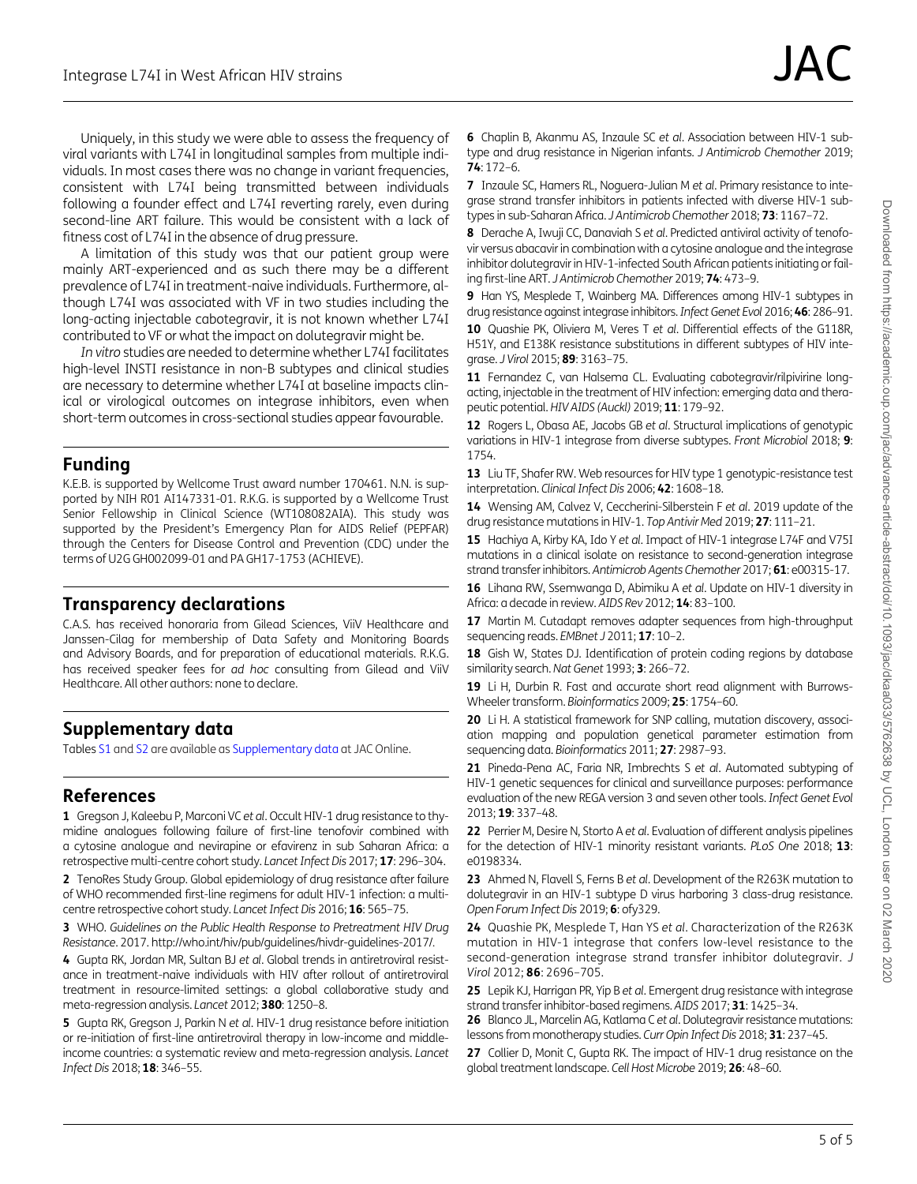Uniquely, in this study we were able to assess the frequency of viral variants with L74I in longitudinal samples from multiple individuals. In most cases there was no change in variant frequencies, consistent with L74I being transmitted between individuals following a founder effect and L74I reverting rarely, even during second-line ART failure. This would be consistent with a lack of fitness cost of L74I in the absence of drug pressure.

A limitation of this study was that our patient group were mainly ART-experienced and as such there may be a different prevalence of L74I in treatment-naive individuals. Furthermore, although L74I was associated with VF in two studies including the long-acting injectable cabotegravir, it is not known whether L74I contributed to VF or what the impact on dolutegravir might be.

*In vitro* studies are needed to determine whether L74I facilitates high-level INSTI resistance in non-B subtypes and clinical studies are necessary to determine whether L74I at baseline impacts clinical or virological outcomes on integrase inhibitors, even when short-term outcomes in cross-sectional studies appear favourable.

## Funding

K.E.B. is supported by Wellcome Trust award number 170461. N.N. is supported by NIH R01 AI147331-01. R.K.G. is supported by a Wellcome Trust Senior Fellowship in Clinical Science (WT108082AIA). This study was supported by the President's Emergency Plan for AIDS Relief (PEPFAR) through the Centers for Disease Control and Prevention (CDC) under the terms of U2G GH002099-01 and PA GH17-1753 (ACHIEVE).

## Transparency declarations

C.A.S. has received honoraria from Gilead Sciences, ViiV Healthcare and Janssen-Cilag for membership of Data Safety and Monitoring Boards and Advisory Boards, and for preparation of educational materials. R.K.G. has received speaker fees for *ad hoc* consulting from Gilead and ViiV Healthcare. All other authors: none to declare.

## Supplementary data

Tables S1 and S2 are available as Supplementary data at JAC Online.

## References

**1** Gregson J, Kaleebu P, Marconi VC *et al*. Occult HIV-1 drug resistance to thymidine analogues following failure of first-line tenofovir combined with a cytosine analogue and nevirapine or efavirenz in sub Saharan Africa: a retrospective multi-centre cohort study. *Lancet Infect Dis* 2017; **17**: 296–304.

**2** TenoRes Study Group. Global epidemiology of drug resistance after failure of WHO recommended first-line regimens for adult HIV-1 infection: a multicentre retrospective cohort study. *Lancet Infect Dis* 2016; **16**: 565–75.

**3** WHO. *Guidelines on the Public Health Response to Pretreatment HIV Drug Resistance*. 2017. http://who.int/hiv/pub/guidelines/hivdr-guidelines-2017/.

**4** Gupta RK, Jordan MR, Sultan BJ *et al*. Global trends in antiretroviral resistance in treatment-naive individuals with HIV after rollout of antiretroviral treatment in resource-limited settings: a global collaborative study and meta-regression analysis. *Lancet* 2012; **380**: 1250–8.

**5** Gupta RK, Gregson J, Parkin N *et al*. HIV-1 drug resistance before initiation or re-initiation of first-line antiretroviral therapy in low-income and middle-income countries: a systematic review and meta-regression analysis. *Lancet Infect Dis* 2018; **18**: 346–55.

**6** Chaplin B, Akanmu AS, Inzaule SC *et al*. Association between HIV-1 subtype and drug resistance in Nigerian infants. *J Antimicrob Chemother* 2019; **74**: 172–6.

**7** Inzaule SC, Hamers RL, Noguera-Julian M *et al*. Primary resistance to integrase strand transfer inhibitors in patients infected with diverse HIV-1 subtypes in sub-Saharan Africa. *J Antimicrob Chemother* 2018; **73**: 1167–72.

**8** Derache A, Iwuji CC, Danaviah S *et al*. Predicted antiviral activity of tenofovir versus abacavir in combination with a cytosine analogue and the integrase inhibitor dolutegravir in HIV-1-infected South African patients initiating or failing first-line ART. *J Antimicrob Chemother* 2019; **74**: 473–9.

**9** Han YS, Mesplede T, Wainberg MA. Differences among HIV-1 subtypes in drug resistance against integrase inhibitors. *Infect Genet Evol* 2016; **46**: 286–91.

**10** Quashie PK, Oliviera M, Veres T *et al*. Differential effects of the G118R, H51Y, and E138K resistance substitutions in different subtypes of HIV integrase. *J Virol* 2015; **89**: 3163–75.

**11** Fernandez C, van Halsema CL. Evaluating cabotegravir/rilpivirine long-acting, injectable in the treatment of HIV infection: emerging data and therapeutic potential. *HIV AIDS (Auckl)* 2019; **11**: 179–92.

**12** Rogers L, Obasa AE, Jacobs GB *et al*. Structural implications of genotypic variations in HIV-1 integrase from diverse subtypes. *Front Microbiol* 2018; **9**: 1754.

**13** Liu TF, Shafer RW. Web resources for HIV type 1 genotypic-resistance test interpretation. *Clinical Infect Dis* 2006; **42**: 1608–18.

**14** Wensing AM, Calvez V, Ceccherini-Silberstein F *et al*. 2019 update of the drug resistance mutations in HIV-1. *Top Antivir Med* 2019; **27**: 111–21.

**15** Hachiya A, Kirby KA, Ido Y *et al*. Impact of HIV-1 integrase L74F and V75I mutations in a clinical isolate on resistance to second-generation integrase strand transfer inhibitors. *Antimicrob Agents Chemother* 2017; **61**: e00315-17.

**16** Lihana RW, Ssemwanga D, Abimiku A *et al*. Update on HIV-1 diversity in Africa: a decade in review. *AIDS Rev* 2012; **14**: 83–100.

**17** Martin M. Cutadapt removes adapter sequences from high-throughput sequencing reads. *EMBnet J* 2011; **17**: 10–2.

**18** Gish W, States DJ. Identification of protein coding regions by database similarity search. *Nat Genet* 1993; **3**: 266–72.

**19** Li H, Durbin R. Fast and accurate short read alignment with Burrows-Wheeler transform. *Bioinformatics* 2009; **25**: 1754–60.

**20** Li H. A statistical framework for SNP calling, mutation discovery, association mapping and population genetical parameter estimation from sequencing data. *Bioinformatics* 2011; **27**: 2987–93.

**21** Pineda-Pena AC, Faria NR, Imbrechts S *et al*. Automated subtyping of HIV-1 genetic sequences for clinical and surveillance purposes: performance evaluation of the new REGA version 3 and seven other tools. *Infect Genet Evol* 2013; **19**: 337–48.

**22** Perrier M, Desire N, Storto A *et al*. Evaluation of different analysis pipelines for the detection of HIV-1 minority resistant variants. *PLoS One* 2018; **13**: e0198334.

**23** Ahmed N, Flavell S, Ferns B *et al*. Development of the R263K mutation to dolutegravir in an HIV-1 subtype D virus harboring 3 class-drug resistance. *Open Forum Infect Dis* 2019; **6**: ofy329.

**24** Quashie PK, Mesplede T, Han YS *et al*. Characterization of the R263K mutation in HIV-1 integrase that confers low-level resistance to the second-generation integrase strand transfer inhibitor dolutegravir. *J Virol* 2012; **86**: 2696–705.

**25** Lepik KJ, Harrigan PR, Yip B *et al*. Emergent drug resistance with integrase strand transfer inhibitor-based regimens. *AIDS* 2017; **31**: 1425–34.

**26** Blanco JL, Marcelin AG, Katlama C *et al*. Dolutegravir resistance mutations: lessons from monotherapy studies. *Curr Opin Infect Dis* 2018; **31**: 237–45.

**27** Collier D, Monit C, Gupta RK. The impact of HIV-1 drug resistance on the global treatment landscape. *Cell Host Microbe* 2019; **26**: 48–60.